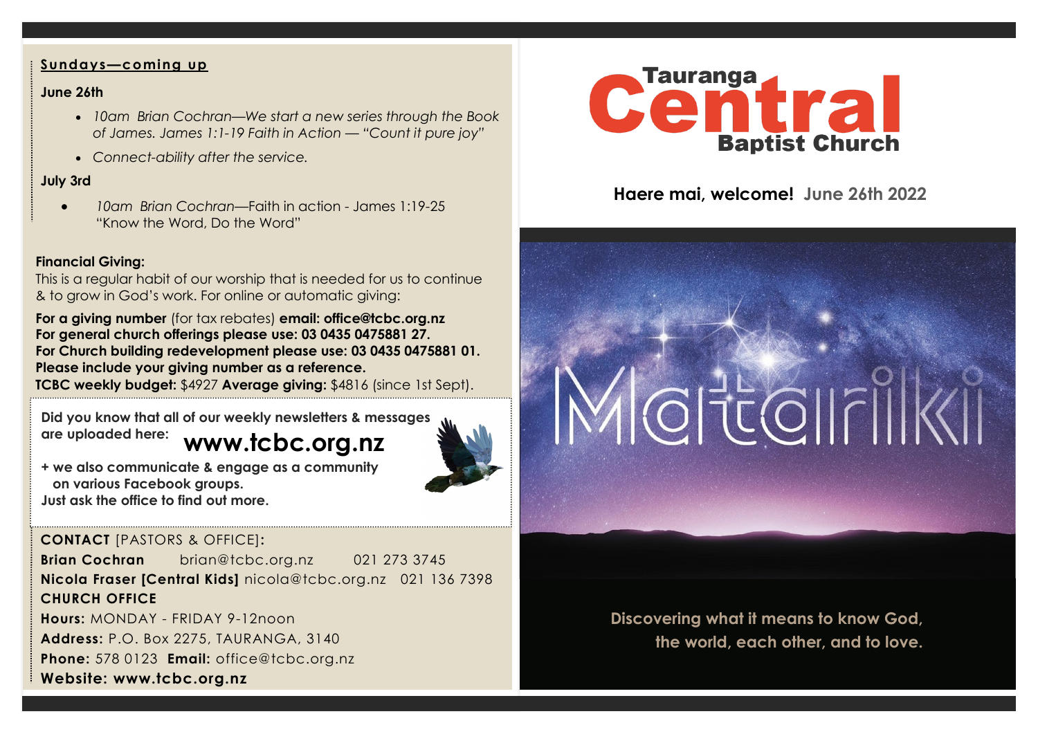## Sundays—coming up

**June 26th**

- *10am Brian Cochran—We start a new series through the Book of James. James 1:1-19 Faith in Action — "Count it pure joy"*
- *Connect-ability after the service.*

**July 3rd**

- *10am Brian Cochran*—Faith in action - James 1:19-25 "Know the Word, Do the Word"

**Financial Giving:**
This is a regular habit of our worship that is needed for us to continue & to grow in God's work. For online or automatic giving:

**For a giving number** (for tax rebates) **email: office@tcbc.org.nz**
**For general church offerings please use: 03 0435 0475881 27.**
**For Church building redevelopment please use: 03 0435 0475881 01.**
**Please include your giving number as a reference.**
**TCBC weekly budget:** $4927 **Average giving:** $4816 (since 1st Sept).

**Did you know that all of our weekly newsletters & messages are uploaded here: www.tcbc.org.nz**

**+ we also communicate & engage as a community on various Facebook groups.**
**Just ask the office to find out more.**

**CONTACT** [PASTORS & OFFICE]**:**
**Brian Cochran** brian@tcbc.org.nz 021 273 3745
**Nicola Fraser [Central Kids]** nicola@tcbc.org.nz 021 136 7398
**CHURCH OFFICE**
**Hours:** MONDAY - FRIDAY 9-12noon
**Address:** P.O. Box 2275, TAURANGA, 3140
**Phone:** 578 0123 **Email:** office@tcbc.org.nz
**Website: www.tcbc.org.nz**

# Tauranga Central Baptist Church

**Haere mai, welcome!** **June 26th 2022**

Matariki

**Discovering what it means to know God, the world, each other, and to love.**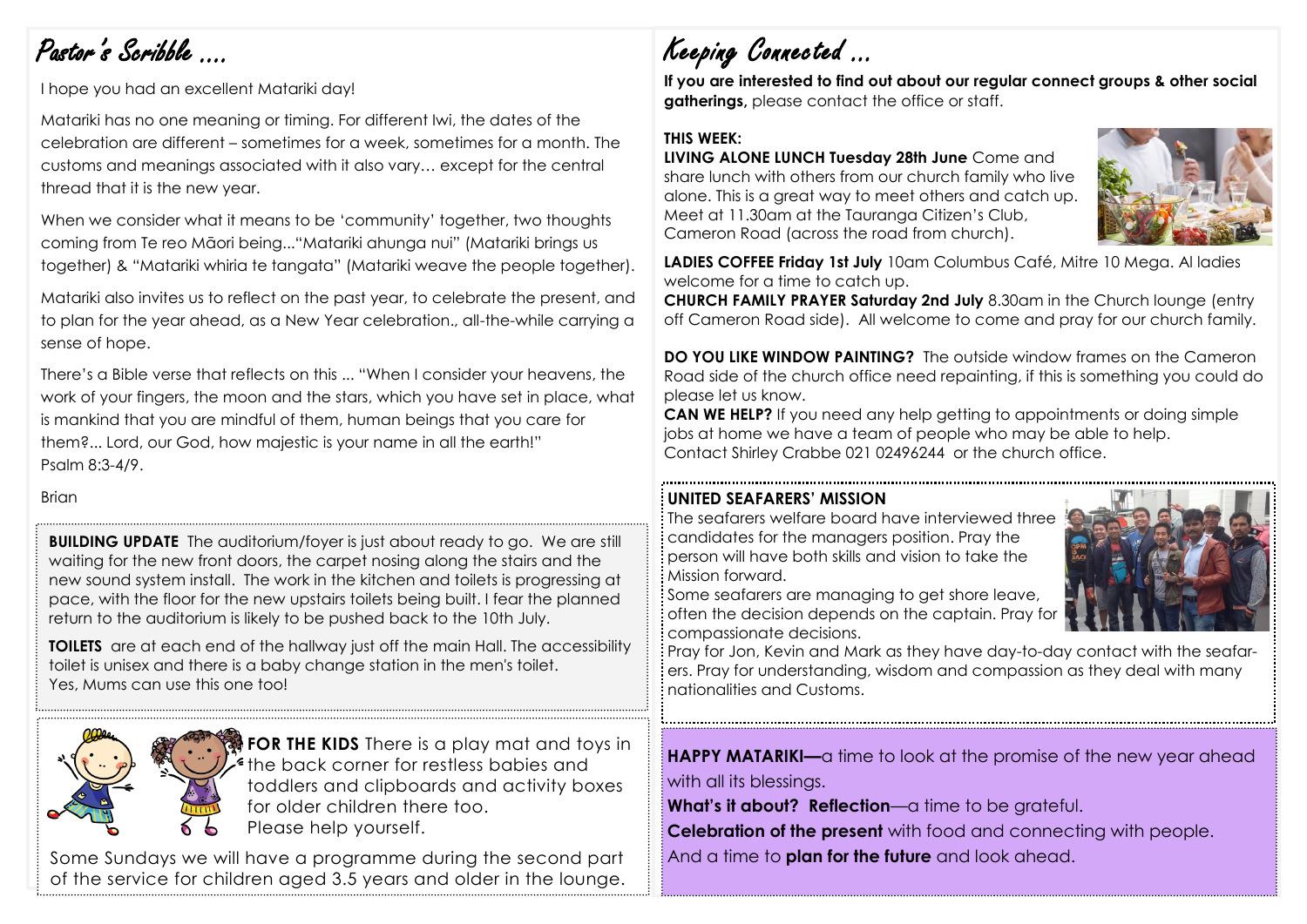## Pastor's Scribble ....

I hope you had an excellent Matariki day!

Matariki has no one meaning or timing. For different Iwi, the dates of the celebration are different – sometimes for a week, sometimes for a month. The customs and meanings associated with it also vary… except for the central thread that it is the new year.

When we consider what it means to be 'community' together, two thoughts coming from Te reo Māori being..."Matariki ahunga nui" (Matariki brings us together) & "Matariki whiria te tangata" (Matariki weave the people together).

Matariki also invites us to reflect on the past year, to celebrate the present, and to plan for the year ahead, as a New Year celebration., all-the-while carrying a sense of hope.

There's a Bible verse that reflects on this ... "When I consider your heavens, the work of your fingers, the moon and the stars, which you have set in place, what is mankind that you are mindful of them, human beings that you care for them?... Lord, our God, how majestic is your name in all the earth!" Psalm 8:3-4/9.

Brian

**BUILDING UPDATE** The auditorium/foyer is just about ready to go. We are still waiting for the new front doors, the carpet nosing along the stairs and the new sound system install. The work in the kitchen and toilets is progressing at pace, with the floor for the new upstairs toilets being built. I fear the planned return to the auditorium is likely to be pushed back to the 10th July.

**TOILETS** are at each end of the hallway just off the main Hall. The accessibility toilet is unisex and there is a baby change station in the men's toilet. Yes, Mums can use this one too!

**FOR THE KIDS** There is a play mat and toys in the back corner for restless babies and toddlers and clipboards and activity boxes for older children there too. Please help yourself.

Some Sundays we will have a programme during the second part of the service for children aged 3.5 years and older in the lounge.

## Keeping Connected ...

**If you are interested to find out about our regular connect groups & other social gatherings,** please contact the office or staff.

**THIS WEEK:**

**LIVING ALONE LUNCH Tuesday 28th June** Come and share lunch with others from our church family who live alone. This is a great way to meet others and catch up. Meet at 11.30am at the Tauranga Citizen's Club, Cameron Road (across the road from church).

**LADIES COFFEE Friday 1st July** 10am Columbus Café, Mitre 10 Mega. Al ladies welcome for a time to catch up.

**CHURCH FAMILY PRAYER Saturday 2nd July** 8.30am in the Church lounge (entry off Cameron Road side). All welcome to come and pray for our church family.

**DO YOU LIKE WINDOW PAINTING?** The outside window frames on the Cameron Road side of the church office need repainting, if this is something you could do please let us know.

**CAN WE HELP?** If you need any help getting to appointments or doing simple jobs at home we have a team of people who may be able to help. Contact Shirley Crabbe 021 02496244 or the church office.

**UNITED SEAFARERS' MISSION**

The seafarers welfare board have interviewed three candidates for the managers position. Pray the person will have both skills and vision to take the Mission forward.

Some seafarers are managing to get shore leave, often the decision depends on the captain. Pray for compassionate decisions.

Pray for Jon, Kevin and Mark as they have day-to-day contact with the seafarers. Pray for understanding, wisdom and compassion as they deal with many nationalities and Customs.

**HAPPY MATARIKI—**a time to look at the promise of the new year ahead with all its blessings.

**What's it about? Reflection**—a time to be grateful.

**Celebration of the present** with food and connecting with people.

And a time to **plan for the future** and look ahead.